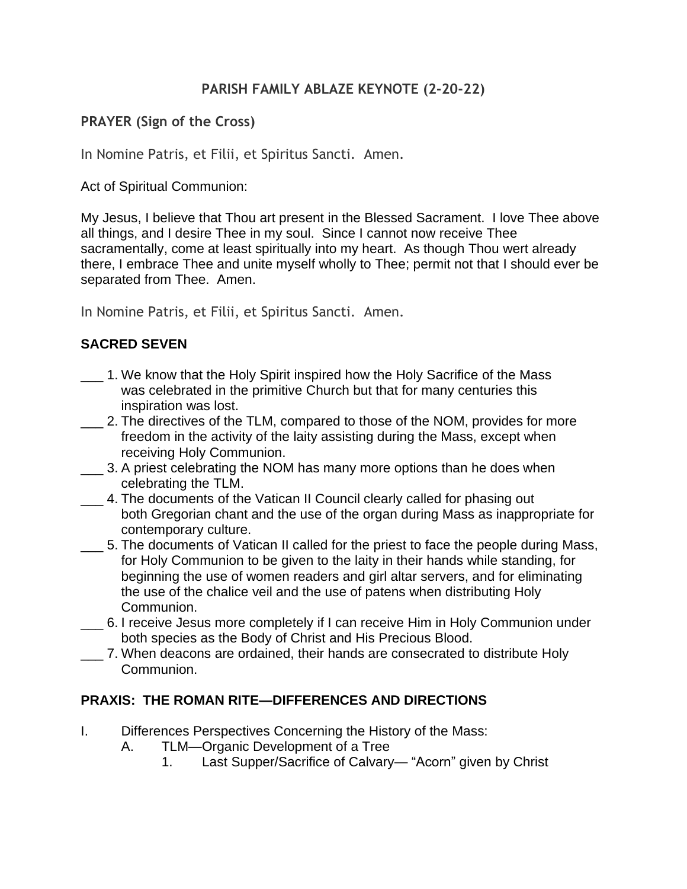# PARISH FAMILY ABLAZE KEYNOTE (2-20-22)

## PRAYER (Sign of the Cross)

In Nomine Patris, et Filii, et Spiritus Sancti. Amen.

Act of Spiritual Communion:

My Jesus, I believe that Thou art present in the Blessed Sacrament. I love Thee above all things, and I desire Thee in my soul. Since I cannot now receive Thee sacramentally, come at least spiritually into my heart. As though Thou wert already there, I embrace Thee and unite myself wholly to Thee; permit not that I should ever be separated from Thee. Amen.

In Nomine Patris, et Filii, et Spiritus Sancti. Amen.

## SACRED SEVEN

___ 1. We know that the Holy Spirit inspired how the Holy Sacrifice of the Mass was celebrated in the primitive Church but that for many centuries this inspiration was lost.

___ 2. The directives of the TLM, compared to those of the NOM, provides for more freedom in the activity of the laity assisting during the Mass, except when receiving Holy Communion.

___ 3. A priest celebrating the NOM has many more options than he does when celebrating the TLM.

___ 4. The documents of the Vatican II Council clearly called for phasing out both Gregorian chant and the use of the organ during Mass as inappropriate for contemporary culture.

___ 5. The documents of Vatican II called for the priest to face the people during Mass, for Holy Communion to be given to the laity in their hands while standing, for beginning the use of women readers and girl altar servers, and for eliminating the use of the chalice veil and the use of patens when distributing Holy Communion.

___ 6. I receive Jesus more completely if I can receive Him in Holy Communion under both species as the Body of Christ and His Precious Blood.

___ 7. When deacons are ordained, their hands are consecrated to distribute Holy Communion.

## PRAXIS: THE ROMAN RITE—DIFFERENCES AND DIRECTIONS

I. Differences Perspectives Concerning the History of the Mass:
   A. TLM—Organic Development of a Tree
      1. Last Supper/Sacrifice of Calvary— “Acorn” given by Christ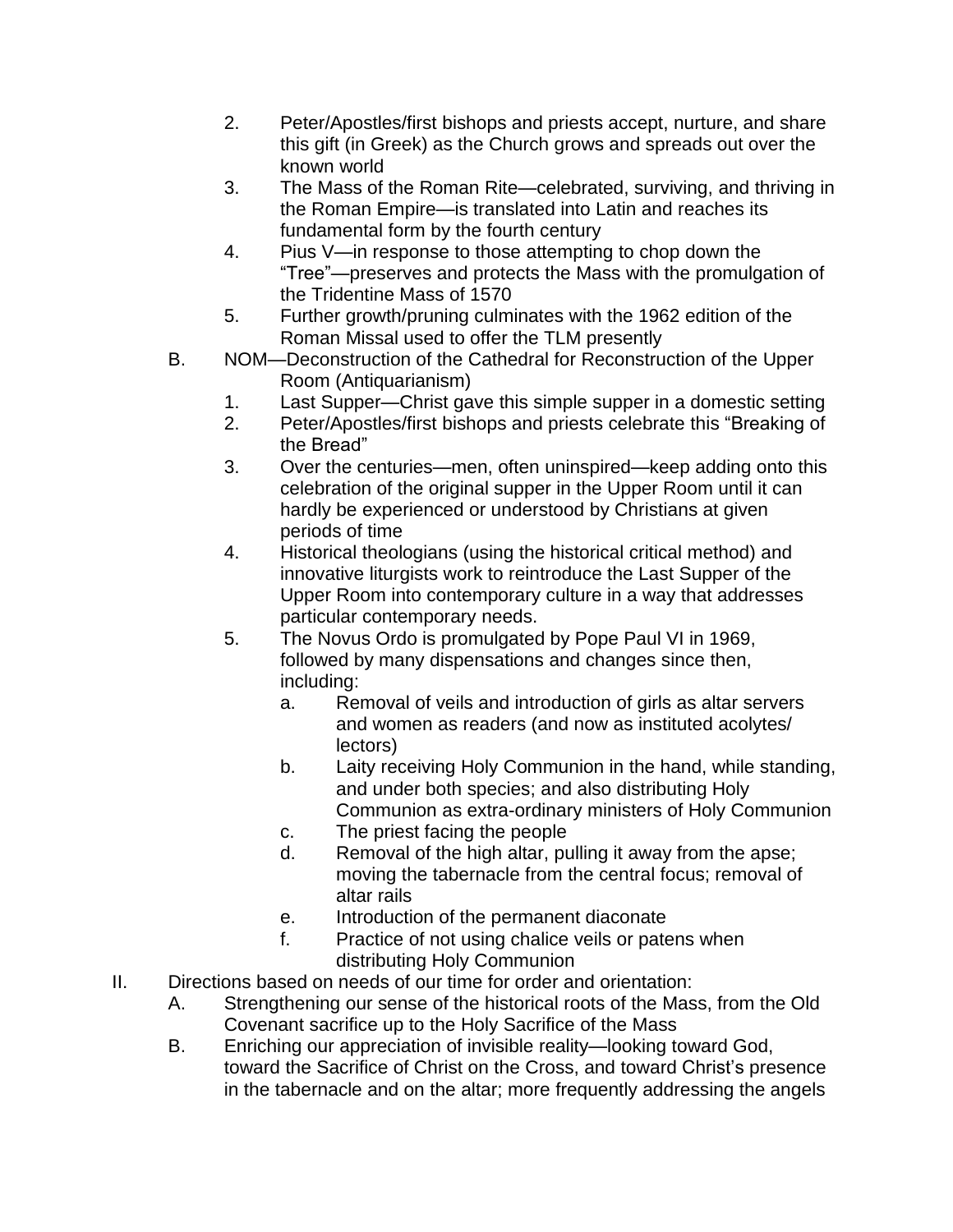2. Peter/Apostles/first bishops and priests accept, nurture, and share this gift (in Greek) as the Church grows and spreads out over the known world
3. The Mass of the Roman Rite—celebrated, surviving, and thriving in the Roman Empire—is translated into Latin and reaches its fundamental form by the fourth century
4. Pius V—in response to those attempting to chop down the "Tree"—preserves and protects the Mass with the promulgation of the Tridentine Mass of 1570
5. Further growth/pruning culminates with the 1962 edition of the Roman Missal used to offer the TLM presently

B. NOM—Deconstruction of the Cathedral for Reconstruction of the Upper Room (Antiquarianism)
   1. Last Supper—Christ gave this simple supper in a domestic setting
   2. Peter/Apostles/first bishops and priests celebrate this "Breaking of the Bread"
   3. Over the centuries—men, often uninspired—keep adding onto this celebration of the original supper in the Upper Room until it can hardly be experienced or understood by Christians at given periods of time
   4. Historical theologians (using the historical critical method) and innovative liturgists work to reintroduce the Last Supper of the Upper Room into contemporary culture in a way that addresses particular contemporary needs.
   5. The Novus Ordo is promulgated by Pope Paul VI in 1969, followed by many dispensations and changes since then, including:
      a. Removal of veils and introduction of girls as altar servers and women as readers (and now as instituted acolytes/ lectors)
      b. Laity receiving Holy Communion in the hand, while standing, and under both species; and also distributing Holy Communion as extra-ordinary ministers of Holy Communion
      c. The priest facing the people
      d. Removal of the high altar, pulling it away from the apse; moving the tabernacle from the central focus; removal of altar rails
      e. Introduction of the permanent diaconate
      f. Practice of not using chalice veils or patens when distributing Holy Communion

II. Directions based on needs of our time for order and orientation:
   A. Strengthening our sense of the historical roots of the Mass, from the Old Covenant sacrifice up to the Holy Sacrifice of the Mass
   B. Enriching our appreciation of invisible reality—looking toward God, toward the Sacrifice of Christ on the Cross, and toward Christ's presence in the tabernacle and on the altar; more frequently addressing the angels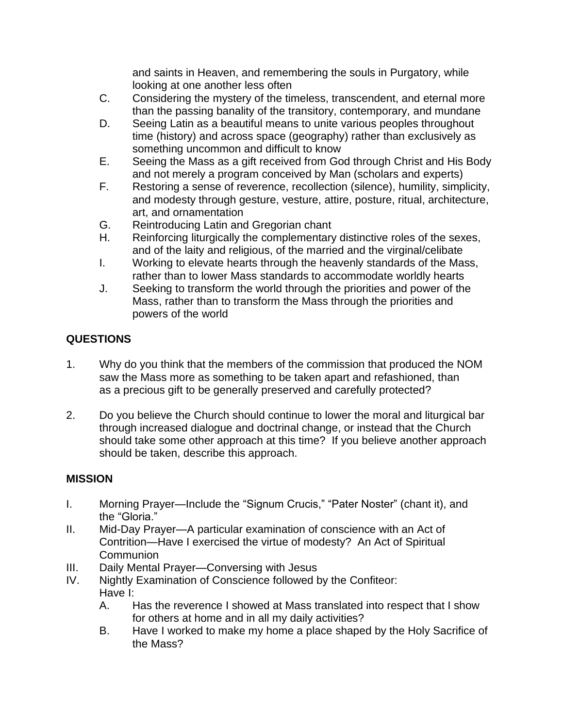and saints in Heaven, and remembering the souls in Purgatory, while looking at one another less often

C. Considering the mystery of the timeless, transcendent, and eternal more than the passing banality of the transitory, contemporary, and mundane

D. Seeing Latin as a beautiful means to unite various peoples throughout time (history) and across space (geography) rather than exclusively as something uncommon and difficult to know

E. Seeing the Mass as a gift received from God through Christ and His Body and not merely a program conceived by Man (scholars and experts)

F. Restoring a sense of reverence, recollection (silence), humility, simplicity, and modesty through gesture, vesture, attire, posture, ritual, architecture, art, and ornamentation

G. Reintroducing Latin and Gregorian chant

H. Reinforcing liturgically the complementary distinctive roles of the sexes, and of the laity and religious, of the married and the virginal/celibate

I. Working to elevate hearts through the heavenly standards of the Mass, rather than to lower Mass standards to accommodate worldly hearts

J. Seeking to transform the world through the priorities and power of the Mass, rather than to transform the Mass through the priorities and powers of the world

**QUESTIONS**

1. Why do you think that the members of the commission that produced the NOM saw the Mass more as something to be taken apart and refashioned, than as a precious gift to be generally preserved and carefully protected?

2. Do you believe the Church should continue to lower the moral and liturgical bar through increased dialogue and doctrinal change, or instead that the Church should take some other approach at this time? If you believe another approach should be taken, describe this approach.

**MISSION**

I. Morning Prayer—Include the "Signum Crucis," "Pater Noster" (chant it), and the "Gloria."

II. Mid-Day Prayer—A particular examination of conscience with an Act of Contrition—Have I exercised the virtue of modesty? An Act of Spiritual Communion

III. Daily Mental Prayer—Conversing with Jesus

IV. Nightly Examination of Conscience followed by the Confiteor:
Have I:

A. Has the reverence I showed at Mass translated into respect that I show for others at home and in all my daily activities?

B. Have I worked to make my home a place shaped by the Holy Sacrifice of the Mass?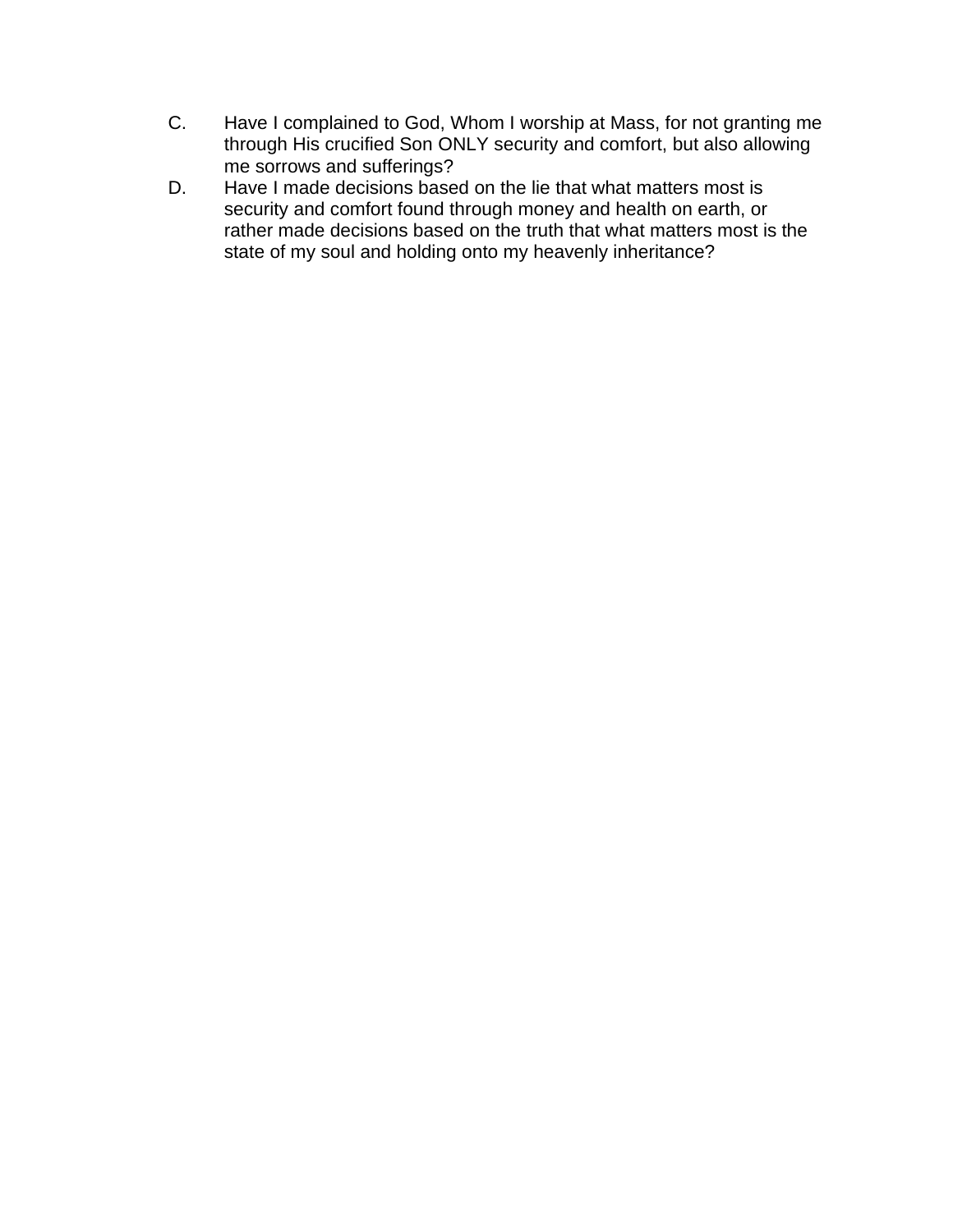C. Have I complained to God, Whom I worship at Mass, for not granting me through His crucified Son ONLY security and comfort, but also allowing me sorrows and sufferings?

D. Have I made decisions based on the lie that what matters most is security and comfort found through money and health on earth, or rather made decisions based on the truth that what matters most is the state of my soul and holding onto my heavenly inheritance?